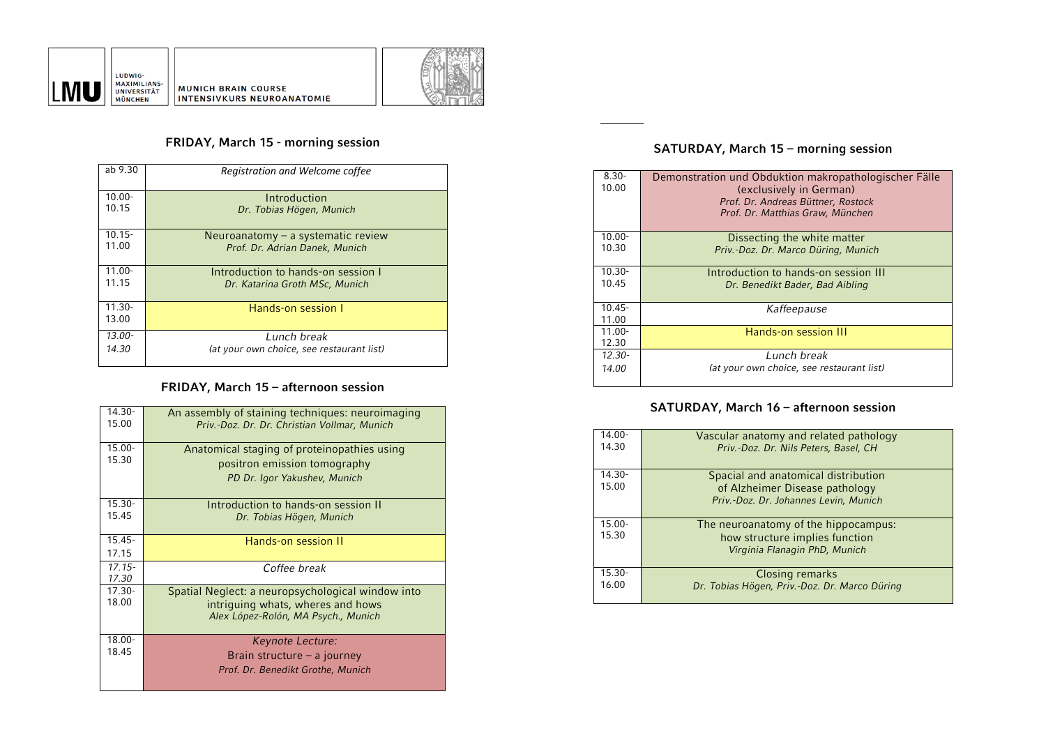LMU LUDWIG-MAXIMILIANS-UNIVERSITÄT MÜNCHEN

MUNICH BRAIN COURSE
INTENSIVKURS NEUROANATOMIE

## FRIDAY, March 15 - morning session

| | |
|---|---|
| ab 9.30 | *Registration and Welcome coffee* |
| 10.00-10.15 | Introduction<br>*Dr. Tobias Högen, Munich* |
| 10.15-11.00 | Neuroanatomy – a systematic review<br>*Prof. Dr. Adrian Danek, Munich* |
| 11.00-11.15 | Introduction to hands-on session I<br>*Dr. Katarina Groth MSc, Munich* |
| 11.30-13.00 | Hands-on session I |
| *13.00-14.30* | *Lunch break*<br>*(at your own choice, see restaurant list)* |

## FRIDAY, March 15 – afternoon session

| | |
|---|---|
| 14.30-15.00 | An assembly of staining techniques: neuroimaging<br>*Priv.-Doz. Dr. Dr. Christian Vollmar, Munich* |
| 15.00-15.30 | Anatomical staging of proteinopathies using positron emission tomography<br>*PD Dr. Igor Yakushev, Munich* |
| 15.30-15.45 | Introduction to hands-on session II<br>*Dr. Tobias Högen, Munich* |
| 15.45-17.15 | Hands-on session II |
| *17.15-17.30* | *Coffee break* |
| 17.30-18.00 | Spatial Neglect: a neuropsychological window into intriguing whats, wheres and hows<br>*Alex López-Rolón, MA Psych., Munich* |
| 18.00-18.45 | *Keynote Lecture:*<br>Brain structure – a journey<br>*Prof. Dr. Benedikt Grothe, Munich* |

## SATURDAY, March 15 – morning session

| | |
|---|---|
| 8.30-10.00 | Demonstration und Obduktion makropathologischer Fälle (exclusively in German)<br>*Prof. Dr. Andreas Büttner, Rostock*<br>*Prof. Dr. Matthias Graw, München* |
| 10.00-10.30 | Dissecting the white matter<br>*Priv.-Doz. Dr. Marco Düring, Munich* |
| 10.30-10.45 | Introduction to hands-on session III<br>*Dr. Benedikt Bader, Bad Aibling* |
| 10.45-11.00 | *Kaffeepause* |
| 11.00-12.30 | Hands-on session III |
| *12.30-14.00* | *Lunch break*<br>*(at your own choice, see restaurant list)* |

## SATURDAY, March 16 – afternoon session

| | |
|---|---|
| 14.00-14.30 | Vascular anatomy and related pathology<br>*Priv.-Doz. Dr. Nils Peters, Basel, CH* |
| 14.30-15.00 | Spacial and anatomical distribution of Alzheimer Disease pathology<br>*Priv.-Doz. Dr. Johannes Levin, Munich* |
| 15.00-15.30 | The neuroanatomy of the hippocampus: how structure implies function<br>*Virginia Flanagin PhD, Munich* |
| 15.30-16.00 | Closing remarks<br>*Dr. Tobias Högen, Priv.-Doz. Dr. Marco Düring* |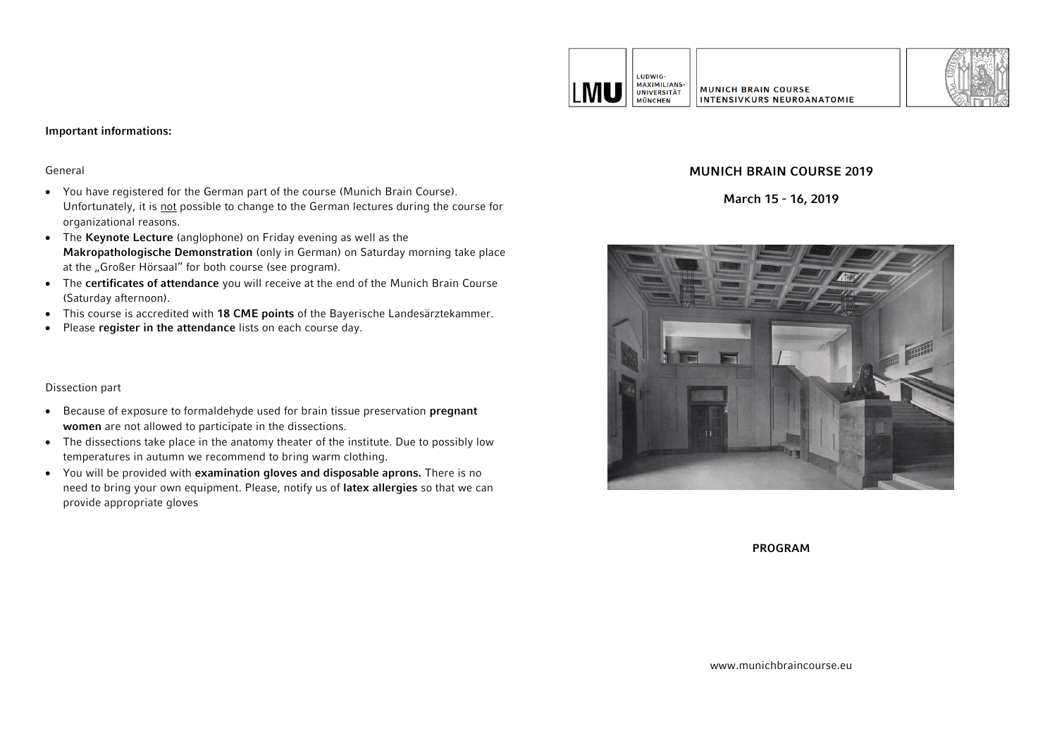**Important informations:**

General

- You have registered for the German part of the course (Munich Brain Course). Unfortunately, it is not possible to change to the German lectures during the course for organizational reasons.
- The **Keynote Lecture** (anglophone) on Friday evening as well as the **Makropathologische Demonstration** (only in German) on Saturday morning take place at the „Großer Hörsaal" for both course (see program).
- The **certificates of attendance** you will receive at the end of the Munich Brain Course (Saturday afternoon).
- This course is accredited with **18 CME points** of the Bayerische Landesärztekammer.
- Please **register in the attendance** lists on each course day.

Dissection part

- Because of exposure to formaldehyde used for brain tissue preservation **pregnant women** are not allowed to participate in the dissections.
- The dissections take place in the anatomy theater of the institute. Due to possibly low temperatures in autumn we recommend to bring warm clothing.
- You will be provided with **examination gloves and disposable aprons.** There is no need to bring your own equipment. Please, notify us of **latex allergies** so that we can provide appropriate gloves

LMU LUDWIG-MAXIMILIANS-UNIVERSITÄT MÜNCHEN

MUNICH BRAIN COURSE
INTENSIVKURS NEUROANATOMIE

## MUNICH BRAIN COURSE 2019

**March 15 - 16, 2019**

**PROGRAM**

www.munichbraincourse.eu